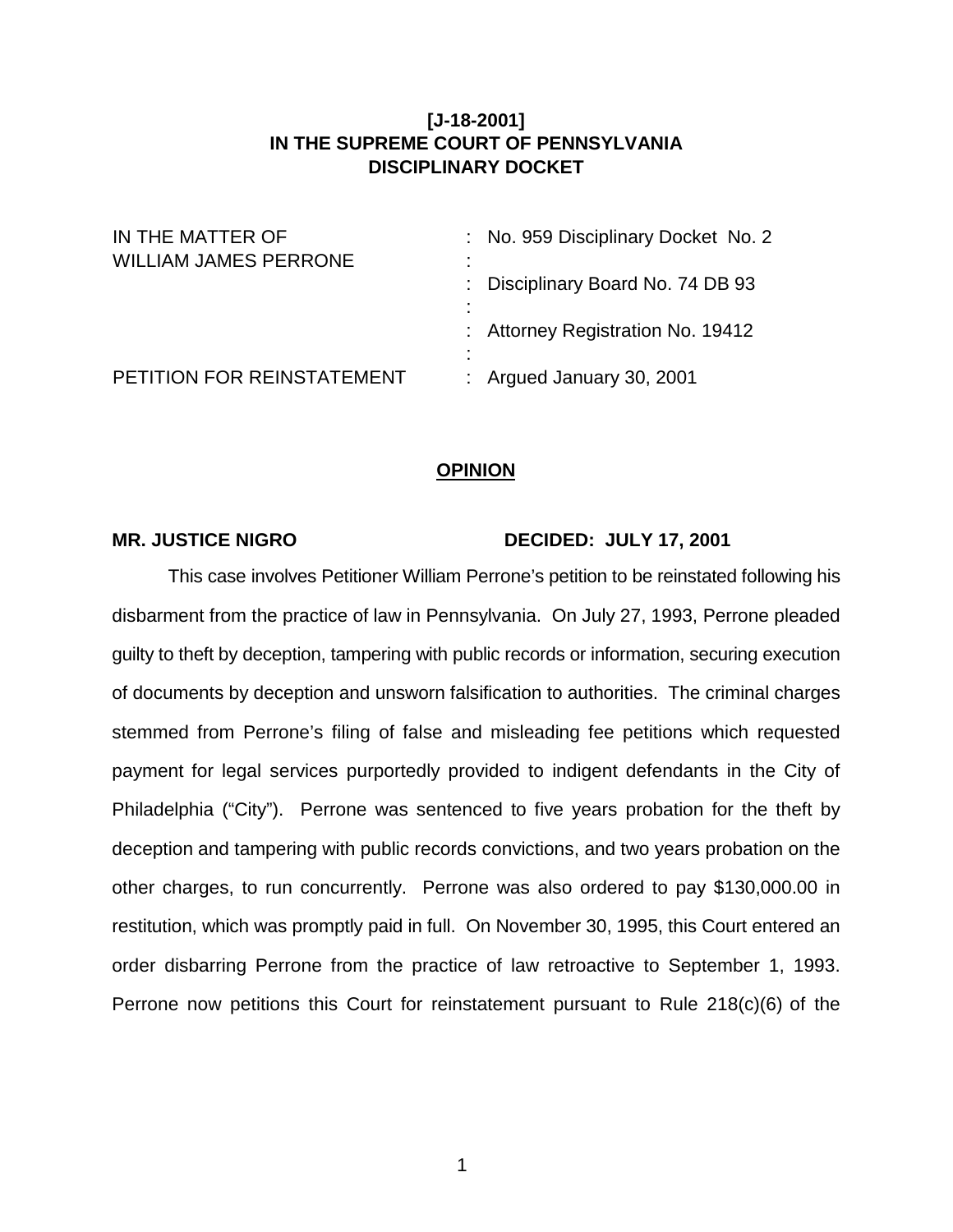**[J-18-2001]**
**IN THE SUPREME COURT OF PENNSYLVANIA**
**DISCIPLINARY DOCKET**

| | |
|---|---|
| IN THE MATTER OF WILLIAM JAMES PERRONE | : No. 959 Disciplinary Docket No. 2 |
| | : Disciplinary Board No. 74 DB 93 |
| | : Attorney Registration No. 19412 |
| PETITION FOR REINSTATEMENT | : Argued January 30, 2001 |

## **OPINION**

**MR. JUSTICE NIGRO** **DECIDED: JULY 17, 2001**

This case involves Petitioner William Perrone's petition to be reinstated following his disbarment from the practice of law in Pennsylvania. On July 27, 1993, Perrone pleaded guilty to theft by deception, tampering with public records or information, securing execution of documents by deception and unsworn falsification to authorities. The criminal charges stemmed from Perrone's filing of false and misleading fee petitions which requested payment for legal services purportedly provided to indigent defendants in the City of Philadelphia ("City"). Perrone was sentenced to five years probation for the theft by deception and tampering with public records convictions, and two years probation on the other charges, to run concurrently. Perrone was also ordered to pay $130,000.00 in restitution, which was promptly paid in full. On November 30, 1995, this Court entered an order disbarring Perrone from the practice of law retroactive to September 1, 1993. Perrone now petitions this Court for reinstatement pursuant to Rule 218(c)(6) of the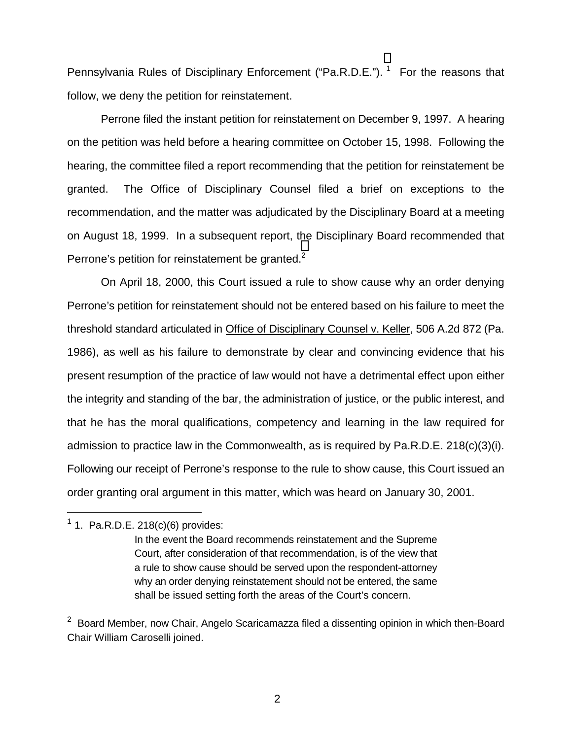Pennsylvania Rules of Disciplinary Enforcement ("Pa.R.D.E."). [1] For the reasons that follow, we deny the petition for reinstatement.

Perrone filed the instant petition for reinstatement on December 9, 1997. A hearing on the petition was held before a hearing committee on October 15, 1998. Following the hearing, the committee filed a report recommending that the petition for reinstatement be granted. The Office of Disciplinary Counsel filed a brief on exceptions to the recommendation, and the matter was adjudicated by the Disciplinary Board at a meeting on August 18, 1999. In a subsequent report, the Disciplinary Board recommended that Perrone's petition for reinstatement be granted.[2]

On April 18, 2000, this Court issued a rule to show cause why an order denying Perrone's petition for reinstatement should not be entered based on his failure to meet the threshold standard articulated in Office of Disciplinary Counsel v. Keller, 506 A.2d 872 (Pa. 1986), as well as his failure to demonstrate by clear and convincing evidence that his present resumption of the practice of law would not have a detrimental effect upon either the integrity and standing of the bar, the administration of justice, or the public interest, and that he has the moral qualifications, competency and learning in the law required for admission to practice law in the Commonwealth, as is required by Pa.R.D.E. 218(c)(3)(i). Following our receipt of Perrone's response to the rule to show cause, this Court issued an order granting oral argument in this matter, which was heard on January 30, 2001.

---

[1] 1. Pa.R.D.E. 218(c)(6) provides:

> In the event the Board recommends reinstatement and the Supreme Court, after consideration of that recommendation, is of the view that a rule to show cause should be served upon the respondent-attorney why an order denying reinstatement should not be entered, the same shall be issued setting forth the areas of the Court's concern.

[2] Board Member, now Chair, Angelo Scaricamazza filed a dissenting opinion in which then-Board Chair William Caroselli joined.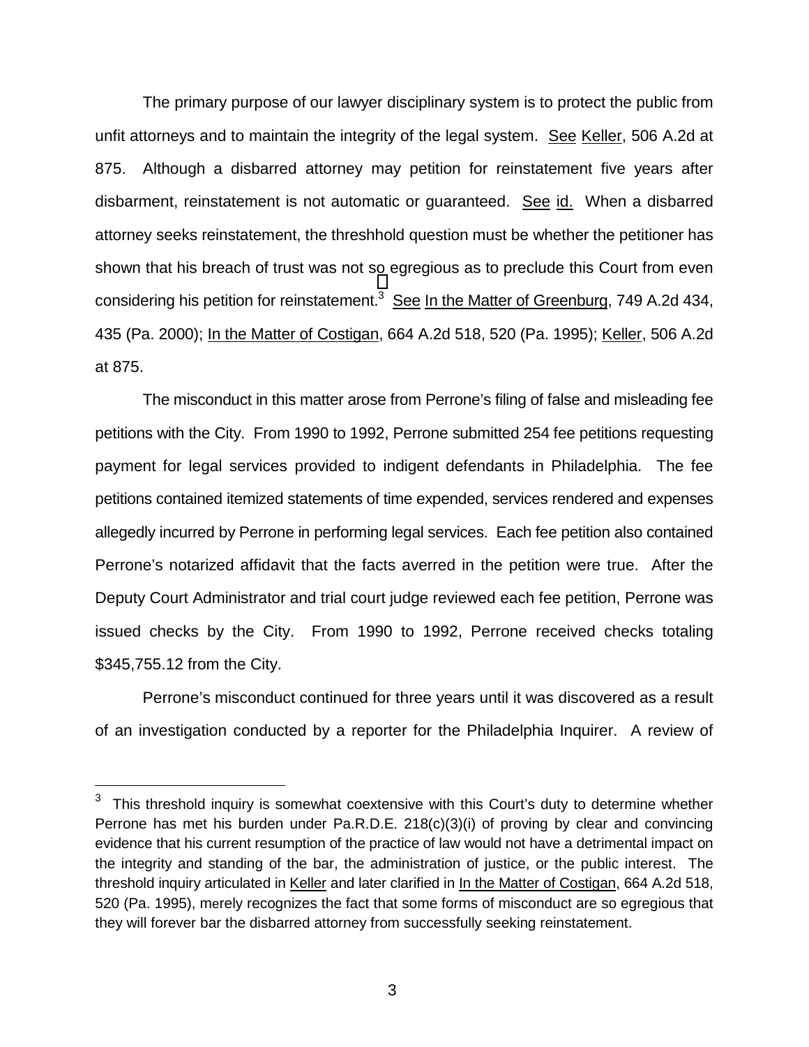The primary purpose of our lawyer disciplinary system is to protect the public from unfit attorneys and to maintain the integrity of the legal system. See Keller, 506 A.2d at 875. Although a disbarred attorney may petition for reinstatement five years after disbarment, reinstatement is not automatic or guaranteed. See id. When a disbarred attorney seeks reinstatement, the threshhold question must be whether the petitioner has shown that his breach of trust was not so egregious as to preclude this Court from even considering his petition for reinstatement.[3] See In the Matter of Greenburg, 749 A.2d 434, 435 (Pa. 2000); In the Matter of Costigan, 664 A.2d 518, 520 (Pa. 1995); Keller, 506 A.2d at 875.

The misconduct in this matter arose from Perrone's filing of false and misleading fee petitions with the City. From 1990 to 1992, Perrone submitted 254 fee petitions requesting payment for legal services provided to indigent defendants in Philadelphia. The fee petitions contained itemized statements of time expended, services rendered and expenses allegedly incurred by Perrone in performing legal services. Each fee petition also contained Perrone's notarized affidavit that the facts averred in the petition were true. After the Deputy Court Administrator and trial court judge reviewed each fee petition, Perrone was issued checks by the City. From 1990 to 1992, Perrone received checks totaling $345,755.12 from the City.

Perrone's misconduct continued for three years until it was discovered as a result of an investigation conducted by a reporter for the Philadelphia Inquirer. A review of

[3] This threshold inquiry is somewhat coextensive with this Court's duty to determine whether Perrone has met his burden under Pa.R.D.E. 218(c)(3)(i) of proving by clear and convincing evidence that his current resumption of the practice of law would not have a detrimental impact on the integrity and standing of the bar, the administration of justice, or the public interest. The threshold inquiry articulated in Keller and later clarified in In the Matter of Costigan, 664 A.2d 518, 520 (Pa. 1995), merely recognizes the fact that some forms of misconduct are so egregious that they will forever bar the disbarred attorney from successfully seeking reinstatement.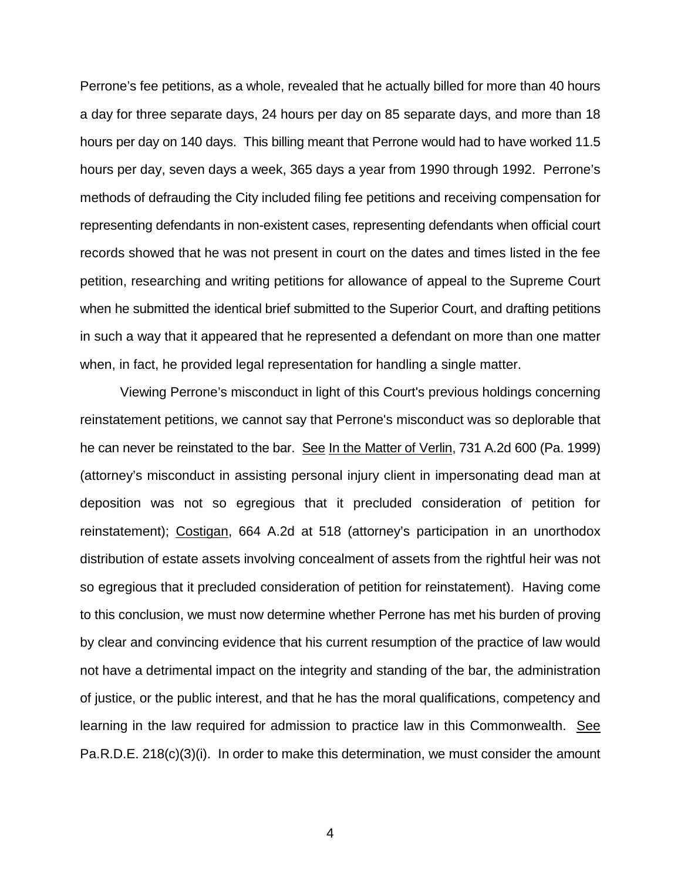Perrone's fee petitions, as a whole, revealed that he actually billed for more than 40 hours a day for three separate days, 24 hours per day on 85 separate days, and more than 18 hours per day on 140 days. This billing meant that Perrone would had to have worked 11.5 hours per day, seven days a week, 365 days a year from 1990 through 1992. Perrone's methods of defrauding the City included filing fee petitions and receiving compensation for representing defendants in non-existent cases, representing defendants when official court records showed that he was not present in court on the dates and times listed in the fee petition, researching and writing petitions for allowance of appeal to the Supreme Court when he submitted the identical brief submitted to the Superior Court, and drafting petitions in such a way that it appeared that he represented a defendant on more than one matter when, in fact, he provided legal representation for handling a single matter.

Viewing Perrone's misconduct in light of this Court's previous holdings concerning reinstatement petitions, we cannot say that Perrone's misconduct was so deplorable that he can never be reinstated to the bar. See In the Matter of Verlin, 731 A.2d 600 (Pa. 1999) (attorney's misconduct in assisting personal injury client in impersonating dead man at deposition was not so egregious that it precluded consideration of petition for reinstatement); Costigan, 664 A.2d at 518 (attorney's participation in an unorthodox distribution of estate assets involving concealment of assets from the rightful heir was not so egregious that it precluded consideration of petition for reinstatement). Having come to this conclusion, we must now determine whether Perrone has met his burden of proving by clear and convincing evidence that his current resumption of the practice of law would not have a detrimental impact on the integrity and standing of the bar, the administration of justice, or the public interest, and that he has the moral qualifications, competency and learning in the law required for admission to practice law in this Commonwealth. See Pa.R.D.E. 218(c)(3)(i). In order to make this determination, we must consider the amount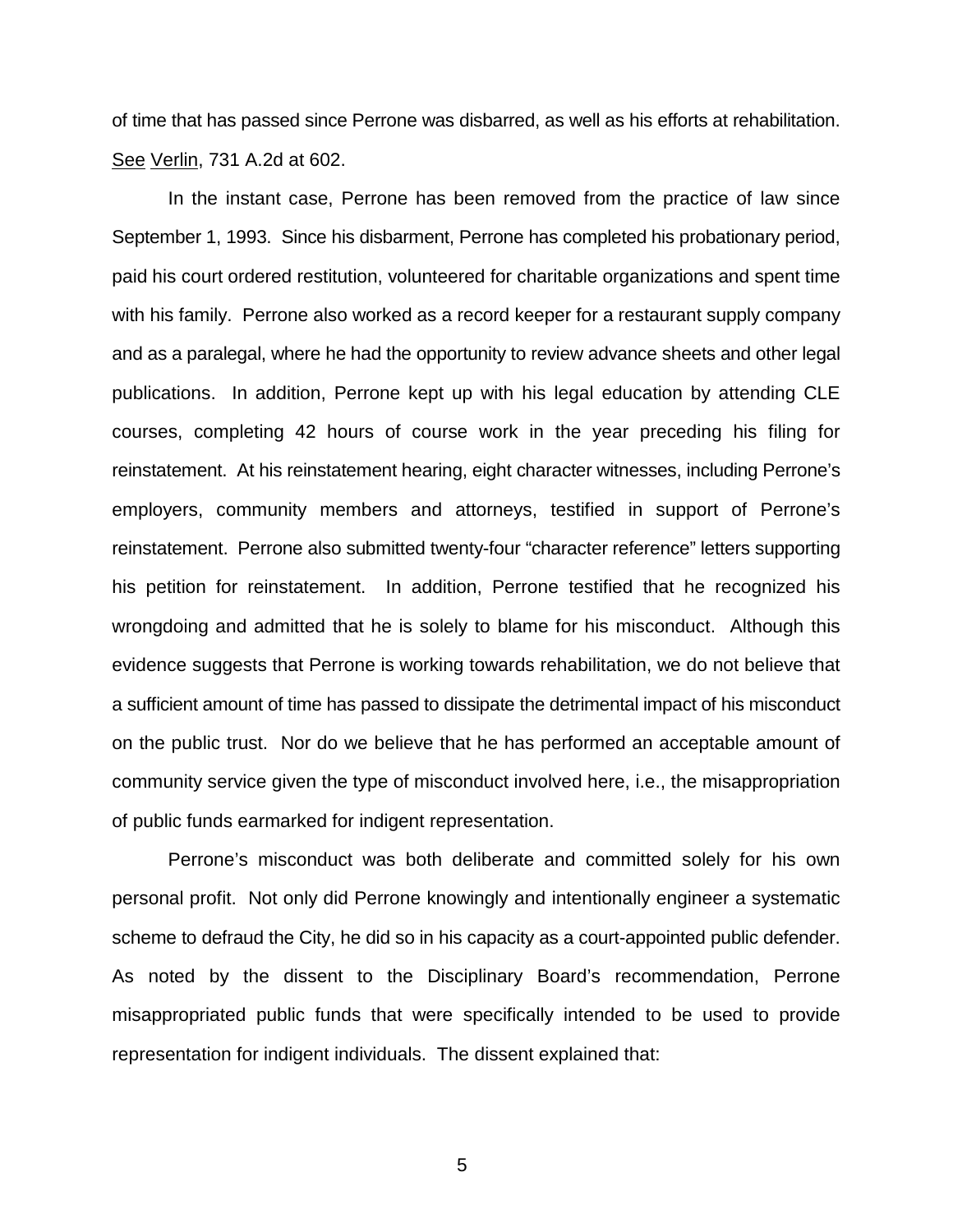of time that has passed since Perrone was disbarred, as well as his efforts at rehabilitation. See Verlin, 731 A.2d at 602.

In the instant case, Perrone has been removed from the practice of law since September 1, 1993. Since his disbarment, Perrone has completed his probationary period, paid his court ordered restitution, volunteered for charitable organizations and spent time with his family. Perrone also worked as a record keeper for a restaurant supply company and as a paralegal, where he had the opportunity to review advance sheets and other legal publications. In addition, Perrone kept up with his legal education by attending CLE courses, completing 42 hours of course work in the year preceding his filing for reinstatement. At his reinstatement hearing, eight character witnesses, including Perrone's employers, community members and attorneys, testified in support of Perrone's reinstatement. Perrone also submitted twenty-four "character reference" letters supporting his petition for reinstatement. In addition, Perrone testified that he recognized his wrongdoing and admitted that he is solely to blame for his misconduct. Although this evidence suggests that Perrone is working towards rehabilitation, we do not believe that a sufficient amount of time has passed to dissipate the detrimental impact of his misconduct on the public trust. Nor do we believe that he has performed an acceptable amount of community service given the type of misconduct involved here, i.e., the misappropriation of public funds earmarked for indigent representation.

Perrone's misconduct was both deliberate and committed solely for his own personal profit. Not only did Perrone knowingly and intentionally engineer a systematic scheme to defraud the City, he did so in his capacity as a court-appointed public defender. As noted by the dissent to the Disciplinary Board's recommendation, Perrone misappropriated public funds that were specifically intended to be used to provide representation for indigent individuals. The dissent explained that: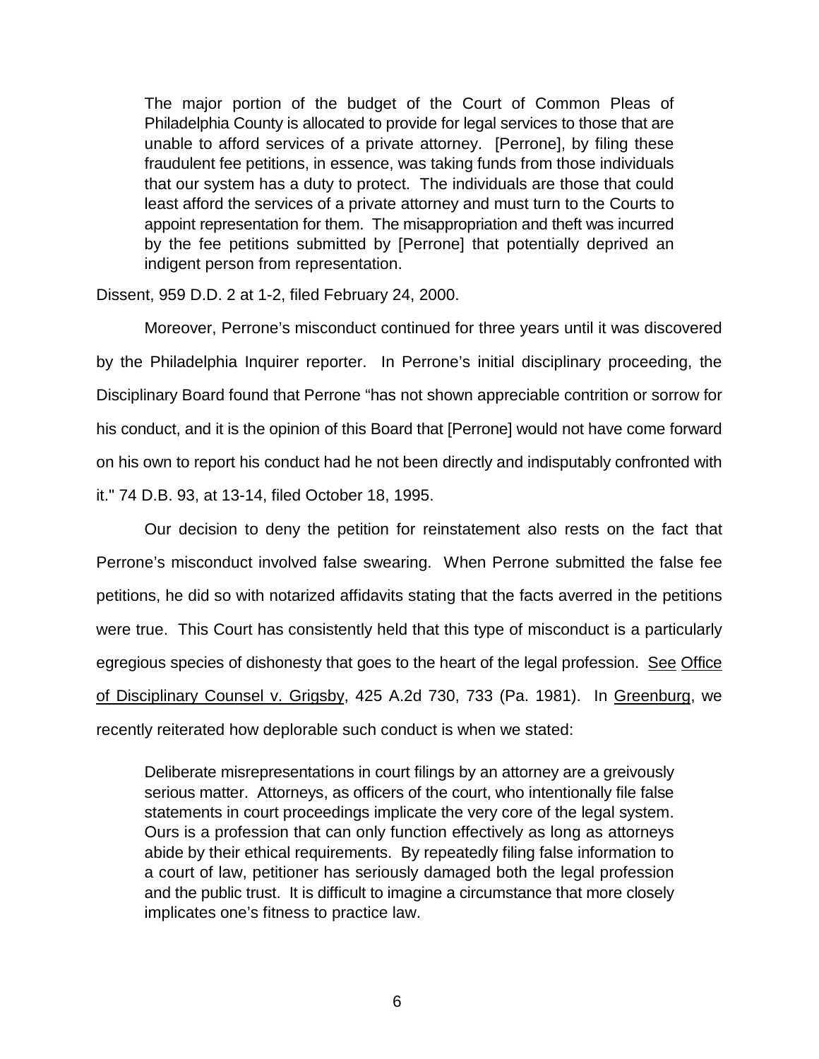> The major portion of the budget of the Court of Common Pleas of Philadelphia County is allocated to provide for legal services to those that are unable to afford services of a private attorney. [Perrone], by filing these fraudulent fee petitions, in essence, was taking funds from those individuals that our system has a duty to protect. The individuals are those that could least afford the services of a private attorney and must turn to the Courts to appoint representation for them. The misappropriation and theft was incurred by the fee petitions submitted by [Perrone] that potentially deprived an indigent person from representation.

Dissent, 959 D.D. 2 at 1-2, filed February 24, 2000.

Moreover, Perrone's misconduct continued for three years until it was discovered by the Philadelphia Inquirer reporter. In Perrone's initial disciplinary proceeding, the Disciplinary Board found that Perrone "has not shown appreciable contrition or sorrow for his conduct, and it is the opinion of this Board that [Perrone] would not have come forward on his own to report his conduct had he not been directly and indisputably confronted with it." 74 D.B. 93, at 13-14, filed October 18, 1995.

Our decision to deny the petition for reinstatement also rests on the fact that Perrone's misconduct involved false swearing. When Perrone submitted the false fee petitions, he did so with notarized affidavits stating that the facts averred in the petitions were true. This Court has consistently held that this type of misconduct is a particularly egregious species of dishonesty that goes to the heart of the legal profession. See Office of Disciplinary Counsel v. Grigsby, 425 A.2d 730, 733 (Pa. 1981). In Greenburg, we recently reiterated how deplorable such conduct is when we stated:

> Deliberate misrepresentations in court filings by an attorney are a greivously serious matter. Attorneys, as officers of the court, who intentionally file false statements in court proceedings implicate the very core of the legal system. Ours is a profession that can only function effectively as long as attorneys abide by their ethical requirements. By repeatedly filing false information to a court of law, petitioner has seriously damaged both the legal profession and the public trust. It is difficult to imagine a circumstance that more closely implicates one's fitness to practice law.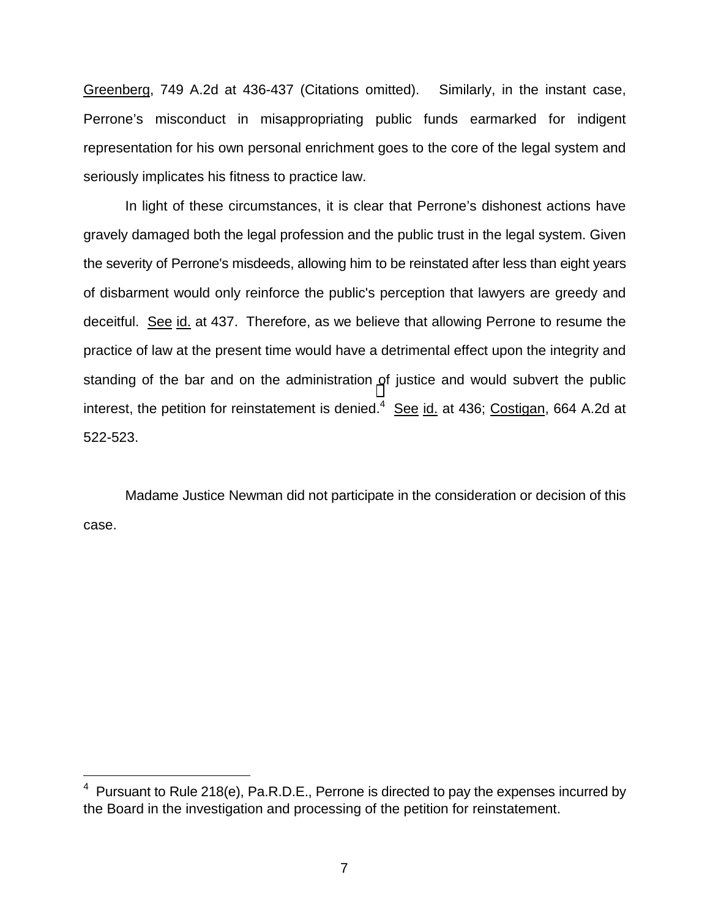Greenberg, 749 A.2d at 436-437 (Citations omitted). Similarly, in the instant case, Perrone's misconduct in misappropriating public funds earmarked for indigent representation for his own personal enrichment goes to the core of the legal system and seriously implicates his fitness to practice law.

In light of these circumstances, it is clear that Perrone's dishonest actions have gravely damaged both the legal profession and the public trust in the legal system. Given the severity of Perrone's misdeeds, allowing him to be reinstated after less than eight years of disbarment would only reinforce the public's perception that lawyers are greedy and deceitful. See id. at 437. Therefore, as we believe that allowing Perrone to resume the practice of law at the present time would have a detrimental effect upon the integrity and standing of the bar and on the administration of justice and would subvert the public interest, the petition for reinstatement is denied.[4] See id. at 436; Costigan, 664 A.2d at 522-523.

Madame Justice Newman did not participate in the consideration or decision of this case.

---

[4] Pursuant to Rule 218(e), Pa.R.D.E., Perrone is directed to pay the expenses incurred by the Board in the investigation and processing of the petition for reinstatement.